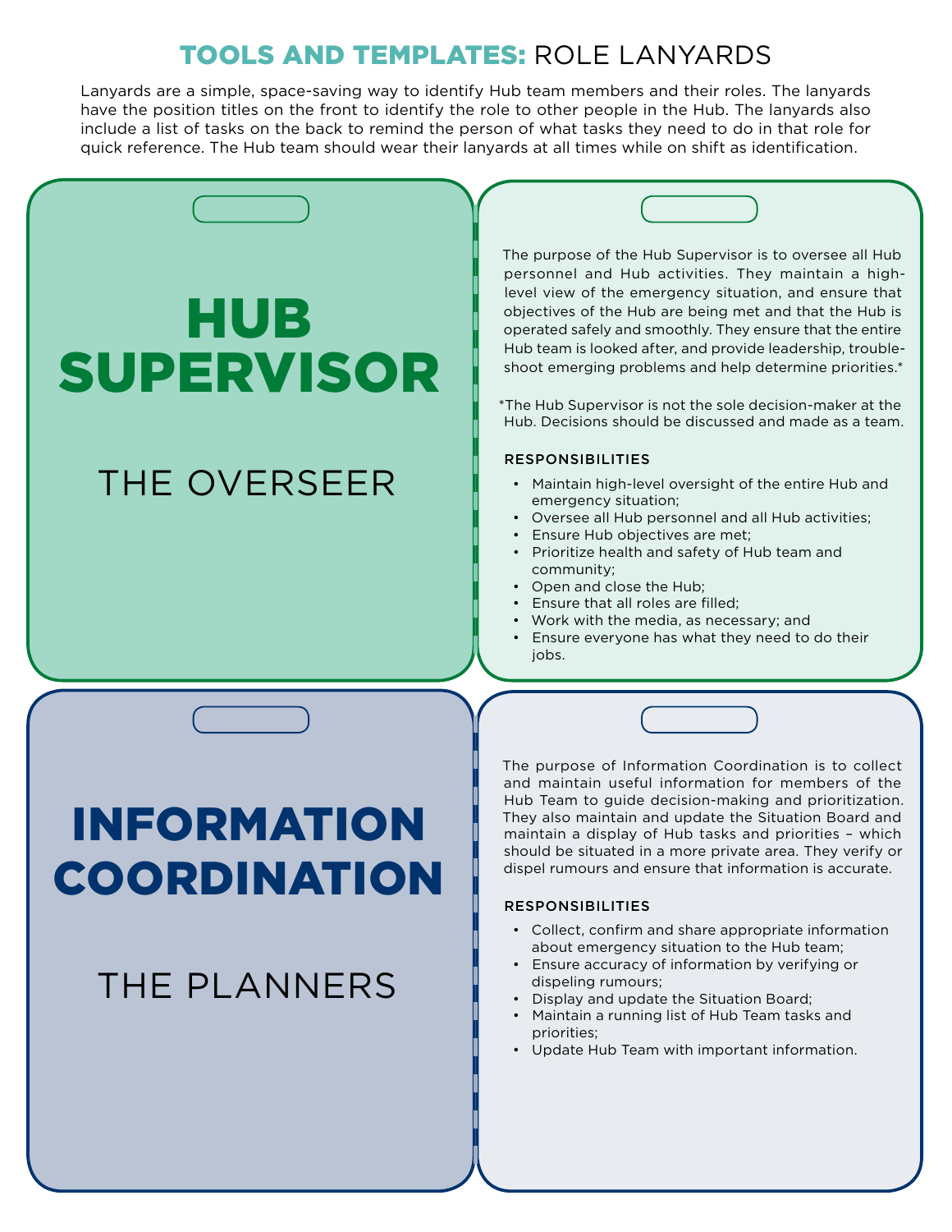# TOOLS AND TEMPLATES: ROLE LANYARDS

Lanyards are a simple, space-saving way to identify Hub team members and their roles. The lanyards have the position titles on the front to identify the role to other people in the Hub. The lanyards also include a list of tasks on the back to remind the person of what tasks they need to do in that role for quick reference. The Hub team should wear their lanyards at all times while on shift as identification.

## HUB SUPERVISOR

### THE OVERSEER

The purpose of the Hub Supervisor is to oversee all Hub personnel and Hub activities. They maintain a high-level view of the emergency situation, and ensure that objectives of the Hub are being met and that the Hub is operated safely and smoothly. They ensure that the entire Hub team is looked after, and provide leadership, trouble-shoot emerging problems and help determine priorities.*

*The Hub Supervisor is not the sole decision-maker at the Hub. Decisions should be discussed and made as a team.

**RESPONSIBILITIES**

- Maintain high-level oversight of the entire Hub and emergency situation;
- Oversee all Hub personnel and all Hub activities;
- Ensure Hub objectives are met;
- Prioritize health and safety of Hub team and community;
- Open and close the Hub;
- Ensure that all roles are filled;
- Work with the media, as necessary; and
- Ensure everyone has what they need to do their jobs.

## INFORMATION COORDINATION

### THE PLANNERS

The purpose of Information Coordination is to collect and maintain useful information for members of the Hub Team to guide decision-making and prioritization. They also maintain and update the Situation Board and maintain a display of Hub tasks and priorities – which should be situated in a more private area. They verify or dispel rumours and ensure that information is accurate.

**RESPONSIBILITIES**

- Collect, confirm and share appropriate information about emergency situation to the Hub team;
- Ensure accuracy of information by verifying or dispeling rumours;
- Display and update the Situation Board;
- Maintain a running list of Hub Team tasks and priorities;
- Update Hub Team with important information.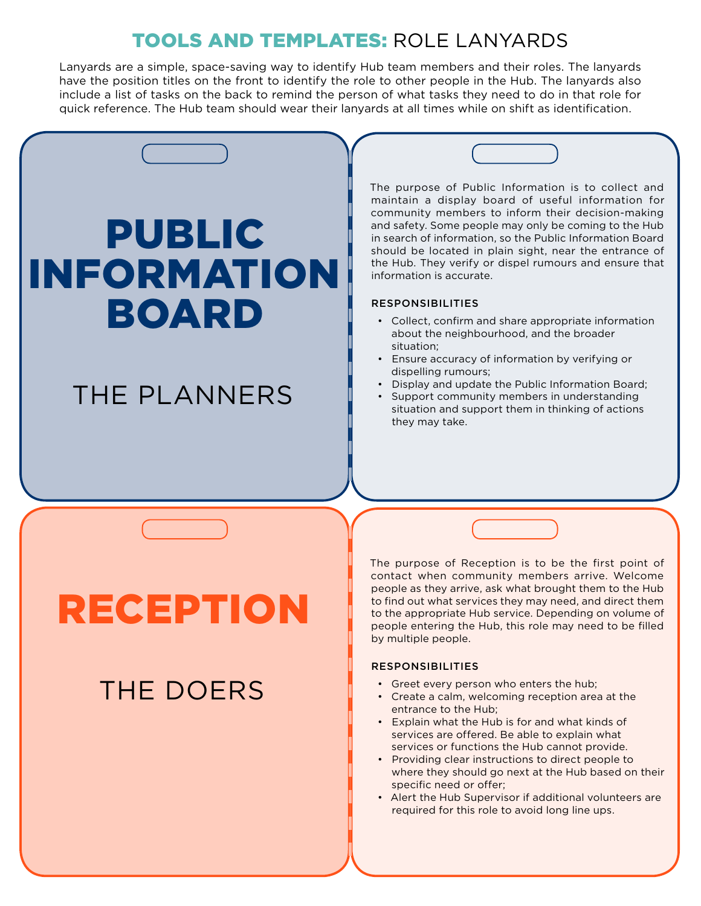# TOOLS AND TEMPLATES: ROLE LANYARDS

Lanyards are a simple, space-saving way to identify Hub team members and their roles. The lanyards have the position titles on the front to identify the role to other people in the Hub. The lanyards also include a list of tasks on the back to remind the person of what tasks they need to do in that role for quick reference. The Hub team should wear their lanyards at all times while on shift as identification.

## PUBLIC INFORMATION BOARD

THE PLANNERS

The purpose of Public Information is to collect and maintain a display board of useful information for community members to inform their decision-making and safety. Some people may only be coming to the Hub in search of information, so the Public Information Board should be located in plain sight, near the entrance of the Hub. They verify or dispel rumours and ensure that information is accurate.

### RESPONSIBILITIES

- Collect, confirm and share appropriate information about the neighbourhood, and the broader situation;
- Ensure accuracy of information by verifying or dispelling rumours;
- Display and update the Public Information Board;
- Support community members in understanding situation and support them in thinking of actions they may take.

## RECEPTION

THE DOERS

The purpose of Reception is to be the first point of contact when community members arrive. Welcome people as they arrive, ask what brought them to the Hub to find out what services they may need, and direct them to the appropriate Hub service. Depending on volume of people entering the Hub, this role may need to be filled by multiple people.

### RESPONSIBILITIES

- Greet every person who enters the hub;
- Create a calm, welcoming reception area at the entrance to the Hub;
- Explain what the Hub is for and what kinds of services are offered. Be able to explain what services or functions the Hub cannot provide.
- Providing clear instructions to direct people to where they should go next at the Hub based on their specific need or offer;
- Alert the Hub Supervisor if additional volunteers are required for this role to avoid long line ups.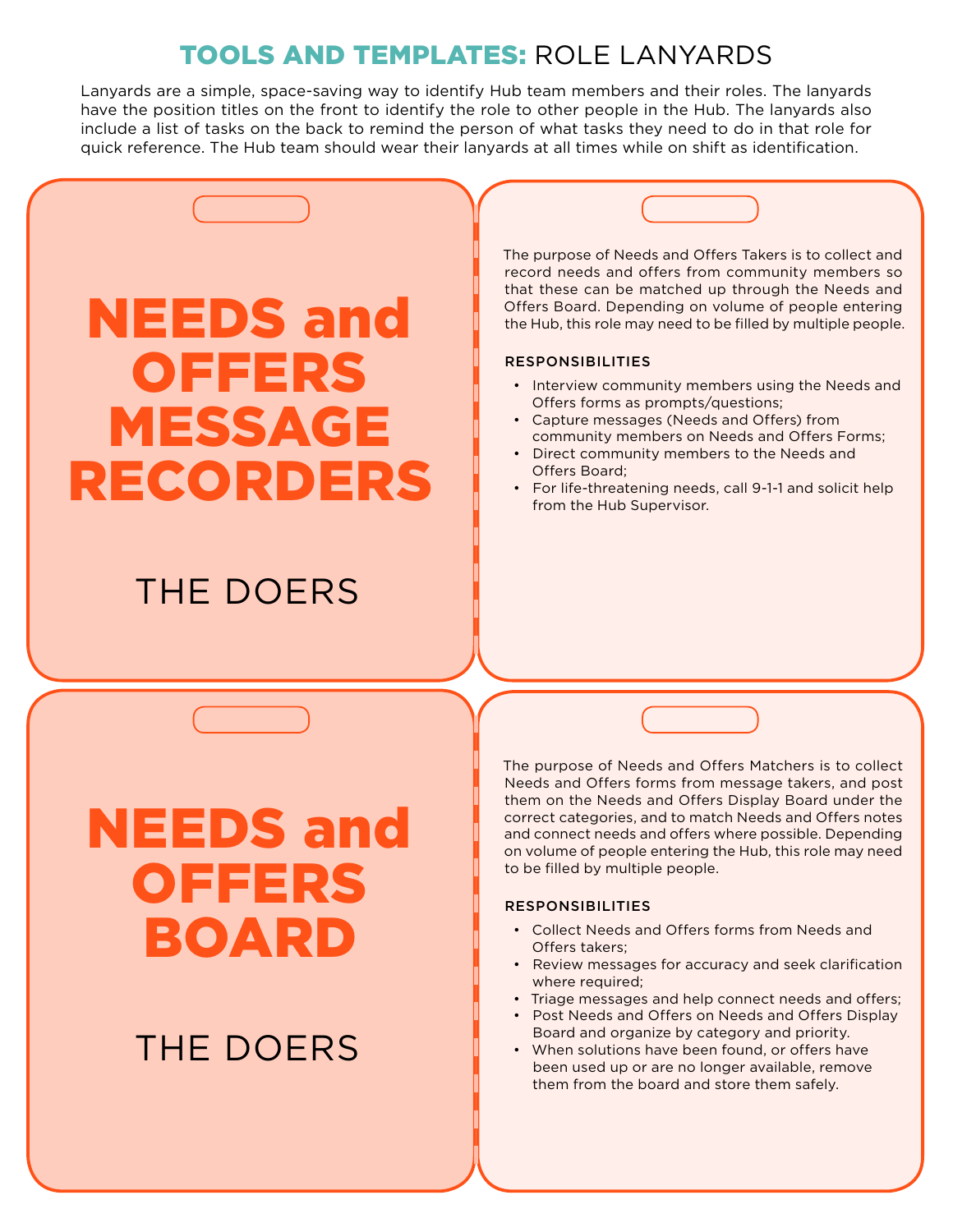# TOOLS AND TEMPLATES: ROLE LANYARDS

Lanyards are a simple, space-saving way to identify Hub team members and their roles. The lanyards have the position titles on the front to identify the role to other people in the Hub. The lanyards also include a list of tasks on the back to remind the person of what tasks they need to do in that role for quick reference. The Hub team should wear their lanyards at all times while on shift as identification.

## NEEDS and OFFERS MESSAGE RECORDERS

THE DOERS

The purpose of Needs and Offers Takers is to collect and record needs and offers from community members so that these can be matched up through the Needs and Offers Board. Depending on volume of people entering the Hub, this role may need to be filled by multiple people.

**RESPONSIBILITIES**

- Interview community members using the Needs and Offers forms as prompts/questions;
- Capture messages (Needs and Offers) from community members on Needs and Offers Forms;
- Direct community members to the Needs and Offers Board;
- For life-threatening needs, call 9-1-1 and solicit help from the Hub Supervisor.

## NEEDS and OFFERS BOARD

THE DOERS

The purpose of Needs and Offers Matchers is to collect Needs and Offers forms from message takers, and post them on the Needs and Offers Display Board under the correct categories, and to match Needs and Offers notes and connect needs and offers where possible. Depending on volume of people entering the Hub, this role may need to be filled by multiple people.

**RESPONSIBILITIES**

- Collect Needs and Offers forms from Needs and Offers takers;
- Review messages for accuracy and seek clarification where required;
- Triage messages and help connect needs and offers;
- Post Needs and Offers on Needs and Offers Display Board and organize by category and priority.
- When solutions have been found, or offers have been used up or are no longer available, remove them from the board and store them safely.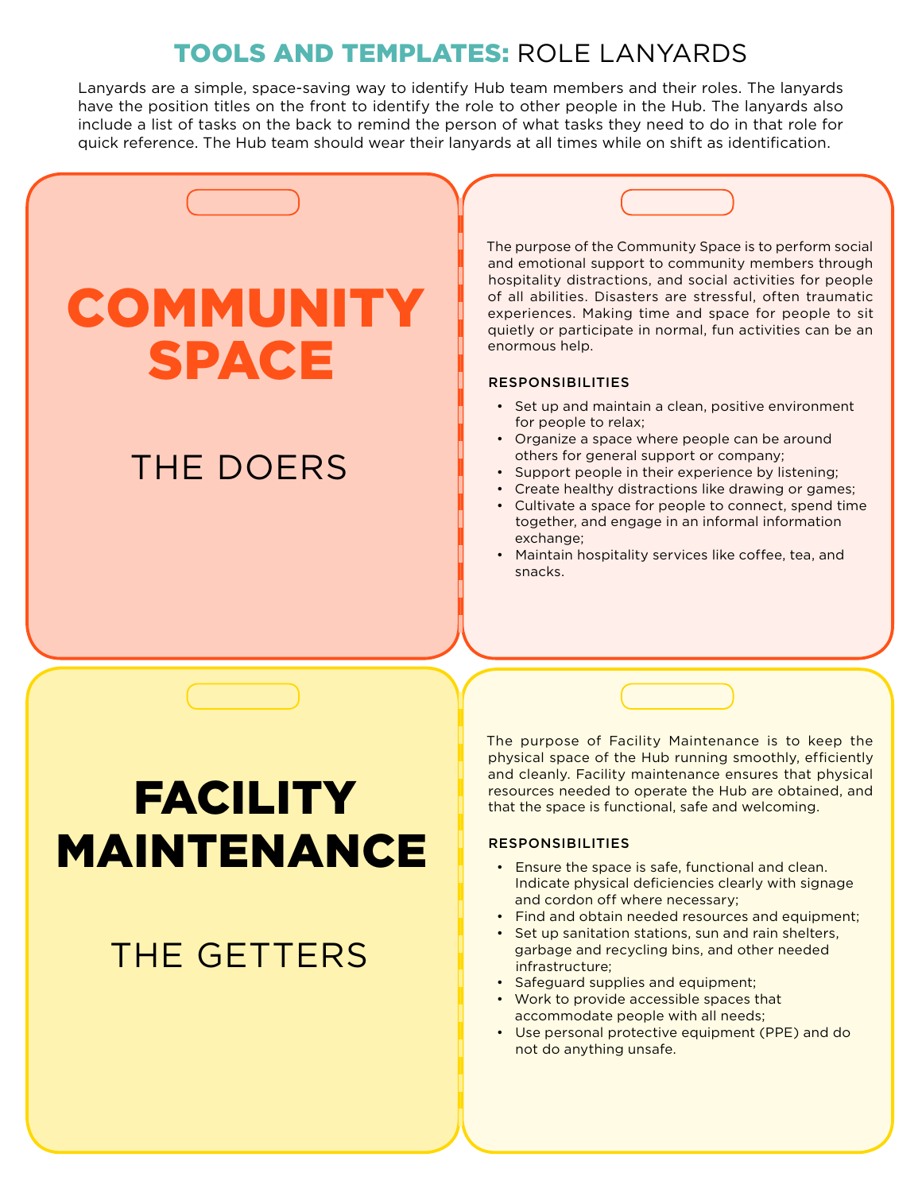# TOOLS AND TEMPLATES: ROLE LANYARDS

Lanyards are a simple, space-saving way to identify Hub team members and their roles. The lanyards have the position titles on the front to identify the role to other people in the Hub. The lanyards also include a list of tasks on the back to remind the person of what tasks they need to do in that role for quick reference. The Hub team should wear their lanyards at all times while on shift as identification.

## COMMUNITY SPACE

THE DOERS

The purpose of the Community Space is to perform social and emotional support to community members through hospitality distractions, and social activities for people of all abilities. Disasters are stressful, often traumatic experiences. Making time and space for people to sit quietly or participate in normal, fun activities can be an enormous help.

### RESPONSIBILITIES

- Set up and maintain a clean, positive environment for people to relax;
- Organize a space where people can be around others for general support or company;
- Support people in their experience by listening;
- Create healthy distractions like drawing or games;
- Cultivate a space for people to connect, spend time together, and engage in an informal information exchange;
- Maintain hospitality services like coffee, tea, and snacks.

## FACILITY MAINTENANCE

THE GETTERS

The purpose of Facility Maintenance is to keep the physical space of the Hub running smoothly, efficiently and cleanly. Facility maintenance ensures that physical resources needed to operate the Hub are obtained, and that the space is functional, safe and welcoming.

### RESPONSIBILITIES

- Ensure the space is safe, functional and clean. Indicate physical deficiencies clearly with signage and cordon off where necessary;
- Find and obtain needed resources and equipment;
- Set up sanitation stations, sun and rain shelters, garbage and recycling bins, and other needed infrastructure;
- Safeguard supplies and equipment;
- Work to provide accessible spaces that accommodate people with all needs;
- Use personal protective equipment (PPE) and do not do anything unsafe.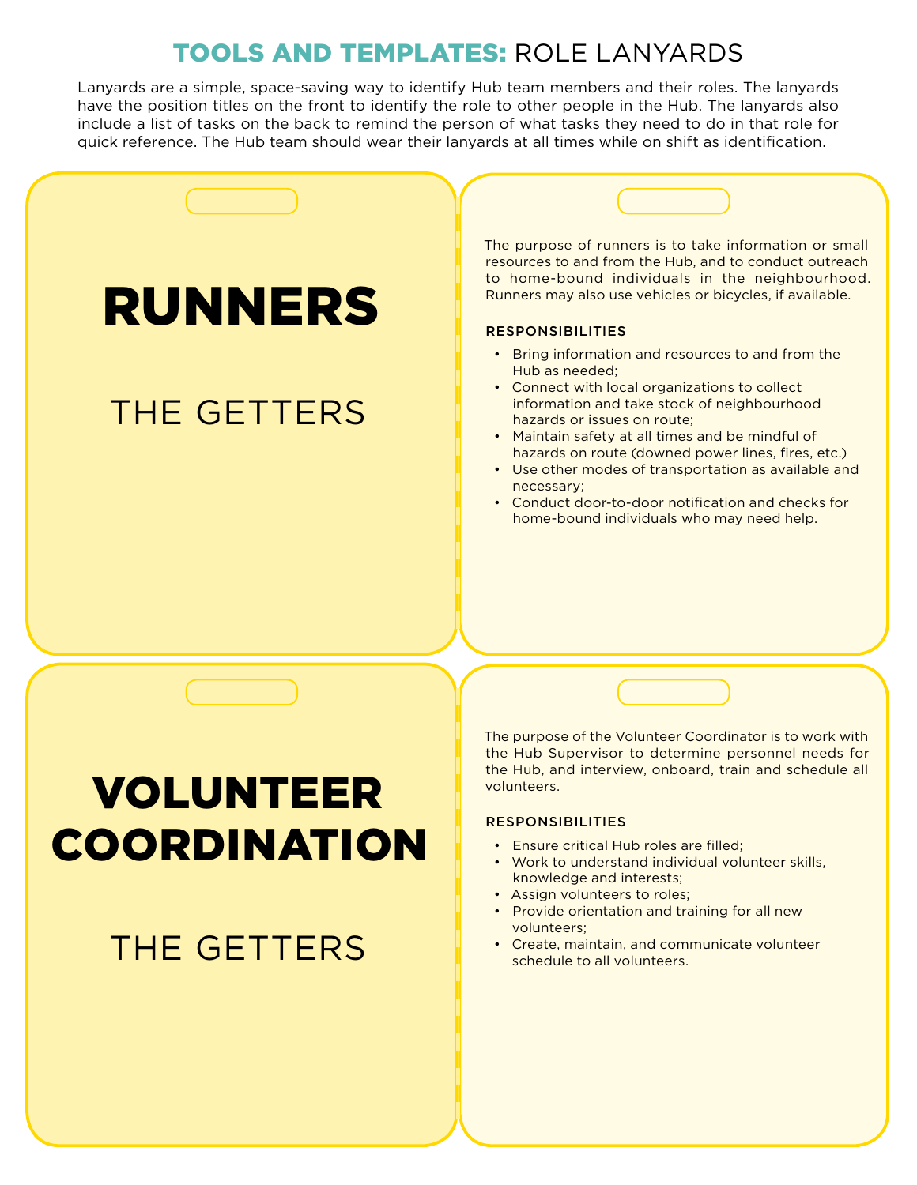# TOOLS AND TEMPLATES: ROLE LANYARDS

Lanyards are a simple, space-saving way to identify Hub team members and their roles. The lanyards have the position titles on the front to identify the role to other people in the Hub. The lanyards also include a list of tasks on the back to remind the person of what tasks they need to do in that role for quick reference. The Hub team should wear their lanyards at all times while on shift as identification.

## RUNNERS

THE GETTERS

The purpose of runners is to take information or small resources to and from the Hub, and to conduct outreach to home-bound individuals in the neighbourhood. Runners may also use vehicles or bicycles, if available.

**RESPONSIBILITIES**

- Bring information and resources to and from the Hub as needed;
- Connect with local organizations to collect information and take stock of neighbourhood hazards or issues on route;
- Maintain safety at all times and be mindful of hazards on route (downed power lines, fires, etc.)
- Use other modes of transportation as available and necessary;
- Conduct door-to-door notification and checks for home-bound individuals who may need help.

## VOLUNTEER COORDINATION

THE GETTERS

The purpose of the Volunteer Coordinator is to work with the Hub Supervisor to determine personnel needs for the Hub, and interview, onboard, train and schedule all volunteers.

**RESPONSIBILITIES**

- Ensure critical Hub roles are filled;
- Work to understand individual volunteer skills, knowledge and interests;
- Assign volunteers to roles;
- Provide orientation and training for all new volunteers;
- Create, maintain, and communicate volunteer schedule to all volunteers.